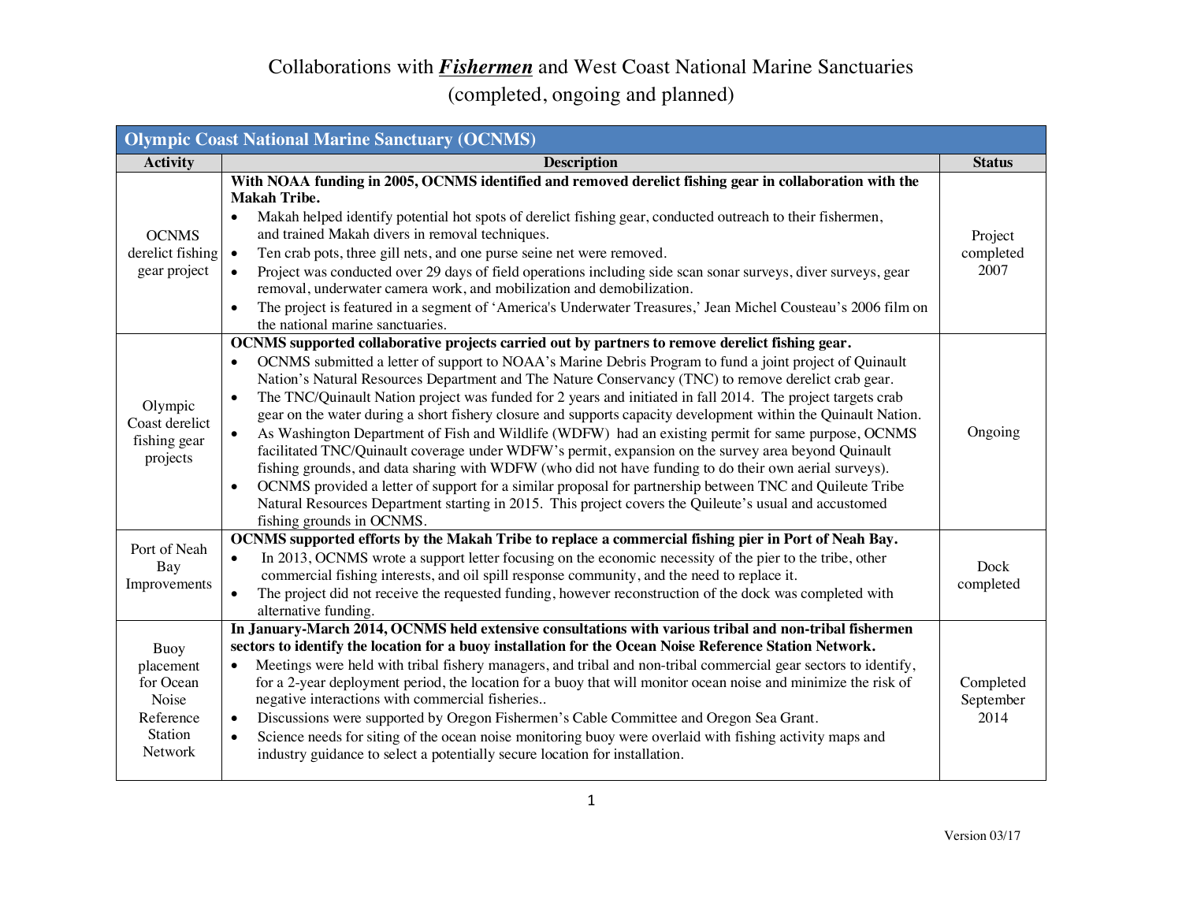// Collaborations with ***Fishermen*** and West Coast National Marine Sanctuaries
(completed, ongoing and planned)

| **Olympic Coast National Marine Sanctuary (OCNMS)** | | |
|---|---|---|
| **Activity** | **Description** | **Status** |
| OCNMS derelict fishing gear project | **With NOAA funding in 2005, OCNMS identified and removed derelict fishing gear in collaboration with the Makah Tribe.**<br>• Makah helped identify potential hot spots of derelict fishing gear, conducted outreach to their fishermen, and trained Makah divers in removal techniques.<br>• Ten crab pots, three gill nets, and one purse seine net were removed.<br>• Project was conducted over 29 days of field operations including side scan sonar surveys, diver surveys, gear removal, underwater camera work, and mobilization and demobilization.<br>• The project is featured in a segment of 'America's Underwater Treasures,' Jean Michel Cousteau's 2006 film on the national marine sanctuaries. | Project completed 2007 |
| Olympic Coast derelict fishing gear projects | **OCNMS supported collaborative projects carried out by partners to remove derelict fishing gear.**<br>• OCNMS submitted a letter of support to NOAA's Marine Debris Program to fund a joint project of Quinault Nation's Natural Resources Department and The Nature Conservancy (TNC) to remove derelict crab gear.<br>• The TNC/Quinault Nation project was funded for 2 years and initiated in fall 2014. The project targets crab gear on the water during a short fishery closure and supports capacity development within the Quinault Nation.<br>• As Washington Department of Fish and Wildlife (WDFW) had an existing permit for same purpose, OCNMS facilitated TNC/Quinault coverage under WDFW's permit, expansion on the survey area beyond Quinault fishing grounds, and data sharing with WDFW (who did not have funding to do their own aerial surveys).<br>• OCNMS provided a letter of support for a similar proposal for partnership between TNC and Quileute Tribe Natural Resources Department starting in 2015. This project covers the Quileute's usual and accustomed fishing grounds in OCNMS. | Ongoing |
| Port of Neah Bay Improvements | **OCNMS supported efforts by the Makah Tribe to replace a commercial fishing pier in Port of Neah Bay.**<br>• In 2013, OCNMS wrote a support letter focusing on the economic necessity of the pier to the tribe, other commercial fishing interests, and oil spill response community, and the need to replace it.<br>• The project did not receive the requested funding, however reconstruction of the dock was completed with alternative funding. | Dock completed |
| Buoy placement for Ocean Noise Reference Station Network | **In January-March 2014, OCNMS held extensive consultations with various tribal and non-tribal fishermen sectors to identify the location for a buoy installation for the Ocean Noise Reference Station Network.**<br>• Meetings were held with tribal fishery managers, and tribal and non-tribal commercial gear sectors to identify, for a 2-year deployment period, the location for a buoy that will monitor ocean noise and minimize the risk of negative interactions with commercial fisheries..<br>• Discussions were supported by Oregon Fishermen's Cable Committee and Oregon Sea Grant.<br>• Science needs for siting of the ocean noise monitoring buoy were overlaid with fishing activity maps and industry guidance to select a potentially secure location for installation. | Completed September 2014 |

Version 03/17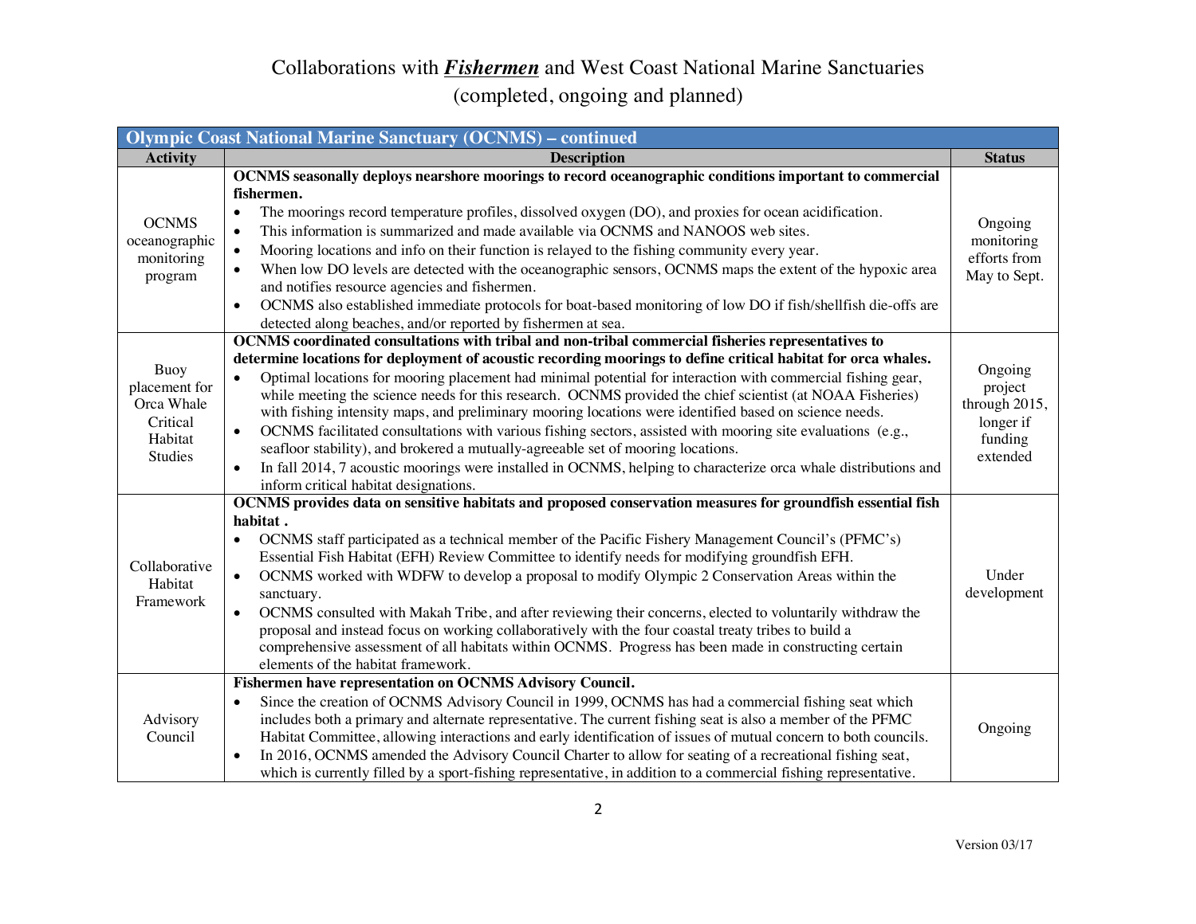# Collaborations with ***Fishermen*** and West Coast National Marine Sanctuaries

## (completed, ongoing and planned)

| **Olympic Coast National Marine Sanctuary (OCNMS) – continued** | | |
|---|---|---|
| **Activity** | **Description** | **Status** |
| OCNMS oceanographic monitoring program | **OCNMS seasonally deploys nearshore moorings to record oceanographic conditions important to commercial fishermen.**<br>• The moorings record temperature profiles, dissolved oxygen (DO), and proxies for ocean acidification.<br>• This information is summarized and made available via OCNMS and NANOOS web sites.<br>• Mooring locations and info on their function is relayed to the fishing community every year.<br>• When low DO levels are detected with the oceanographic sensors, OCNMS maps the extent of the hypoxic area and notifies resource agencies and fishermen.<br>• OCNMS also established immediate protocols for boat-based monitoring of low DO if fish/shellfish die-offs are detected along beaches, and/or reported by fishermen at sea. | Ongoing monitoring efforts from May to Sept. |
| Buoy placement for Orca Whale Critical Habitat Studies | **OCNMS coordinated consultations with tribal and non-tribal commercial fisheries representatives to determine locations for deployment of acoustic recording moorings to define critical habitat for orca whales.**<br>• Optimal locations for mooring placement had minimal potential for interaction with commercial fishing gear, while meeting the science needs for this research. OCNMS provided the chief scientist (at NOAA Fisheries) with fishing intensity maps, and preliminary mooring locations were identified based on science needs.<br>• OCNMS facilitated consultations with various fishing sectors, assisted with mooring site evaluations (e.g., seafloor stability), and brokered a mutually-agreeable set of mooring locations.<br>• In fall 2014, 7 acoustic moorings were installed in OCNMS, helping to characterize orca whale distributions and inform critical habitat designations. | Ongoing project through 2015, longer if funding extended |
| Collaborative Habitat Framework | **OCNMS provides data on sensitive habitats and proposed conservation measures for groundfish essential fish habitat .**<br>• OCNMS staff participated as a technical member of the Pacific Fishery Management Council's (PFMC's) Essential Fish Habitat (EFH) Review Committee to identify needs for modifying groundfish EFH.<br>• OCNMS worked with WDFW to develop a proposal to modify Olympic 2 Conservation Areas within the sanctuary.<br>• OCNMS consulted with Makah Tribe, and after reviewing their concerns, elected to voluntarily withdraw the proposal and instead focus on working collaboratively with the four coastal treaty tribes to build a comprehensive assessment of all habitats within OCNMS. Progress has been made in constructing certain elements of the habitat framework. | Under development |
| Advisory Council | **Fishermen have representation on OCNMS Advisory Council.**<br>• Since the creation of OCNMS Advisory Council in 1999, OCNMS has had a commercial fishing seat which includes both a primary and alternate representative. The current fishing seat is also a member of the PFMC Habitat Committee, allowing interactions and early identification of issues of mutual concern to both councils.<br>• In 2016, OCNMS amended the Advisory Council Charter to allow for seating of a recreational fishing seat, which is currently filled by a sport-fishing representative, in addition to a commercial fishing representative. | Ongoing |

Version 03/17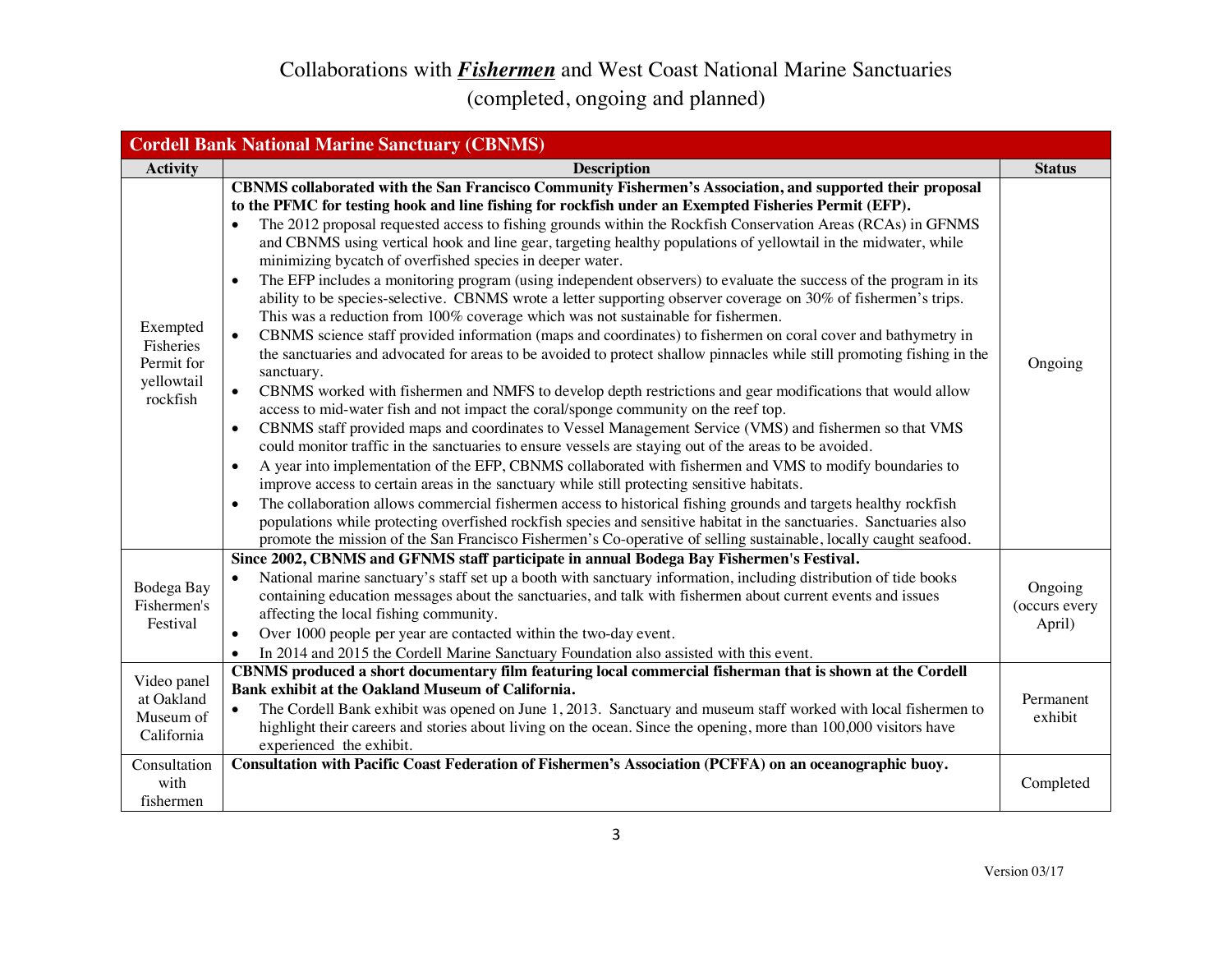# Collaborations with ***Fishermen*** and West Coast National Marine Sanctuaries

(completed, ongoing and planned)

| **Cordell Bank National Marine Sanctuary (CBNMS)** | | |
|---|---|---|
| **Activity** | **Description** | **Status** |
| Exempted Fisheries Permit for yellowtail rockfish | **CBNMS collaborated with the San Francisco Community Fishermen's Association, and supported their proposal to the PFMC for testing hook and line fishing for rockfish under an Exempted Fisheries Permit (EFP).**<br>• The 2012 proposal requested access to fishing grounds within the Rockfish Conservation Areas (RCAs) in GFNMS and CBNMS using vertical hook and line gear, targeting healthy populations of yellowtail in the midwater, while minimizing bycatch of overfished species in deeper water.<br>• The EFP includes a monitoring program (using independent observers) to evaluate the success of the program in its ability to be species-selective. CBNMS wrote a letter supporting observer coverage on 30% of fishermen's trips. This was a reduction from 100% coverage which was not sustainable for fishermen.<br>• CBNMS science staff provided information (maps and coordinates) to fishermen on coral cover and bathymetry in the sanctuaries and advocated for areas to be avoided to protect shallow pinnacles while still promoting fishing in the sanctuary.<br>• CBNMS worked with fishermen and NMFS to develop depth restrictions and gear modifications that would allow access to mid-water fish and not impact the coral/sponge community on the reef top.<br>• CBNMS staff provided maps and coordinates to Vessel Management Service (VMS) and fishermen so that VMS could monitor traffic in the sanctuaries to ensure vessels are staying out of the areas to be avoided.<br>• A year into implementation of the EFP, CBNMS collaborated with fishermen and VMS to modify boundaries to improve access to certain areas in the sanctuary while still protecting sensitive habitats.<br>• The collaboration allows commercial fishermen access to historical fishing grounds and targets healthy rockfish populations while protecting overfished rockfish species and sensitive habitat in the sanctuaries. Sanctuaries also promote the mission of the San Francisco Fishermen's Co-operative of selling sustainable, locally caught seafood. | Ongoing |
| Bodega Bay Fishermen's Festival | **Since 2002, CBNMS and GFNMS staff participate in annual Bodega Bay Fishermen's Festival.**<br>• National marine sanctuary's staff set up a booth with sanctuary information, including distribution of tide books containing education messages about the sanctuaries, and talk with fishermen about current events and issues affecting the local fishing community.<br>• Over 1000 people per year are contacted within the two-day event.<br>• In 2014 and 2015 the Cordell Marine Sanctuary Foundation also assisted with this event. | Ongoing (occurs every April) |
| Video panel at Oakland Museum of California | **CBNMS produced a short documentary film featuring local commercial fisherman that is shown at the Cordell Bank exhibit at the Oakland Museum of California.**<br>• The Cordell Bank exhibit was opened on June 1, 2013. Sanctuary and museum staff worked with local fishermen to highlight their careers and stories about living on the ocean. Since the opening, more than 100,000 visitors have experienced the exhibit. | Permanent exhibit |
| Consultation with fishermen | **Consultation with Pacific Coast Federation of Fishermen's Association (PCFFA) on an oceanographic buoy.** | Completed |

Version 03/17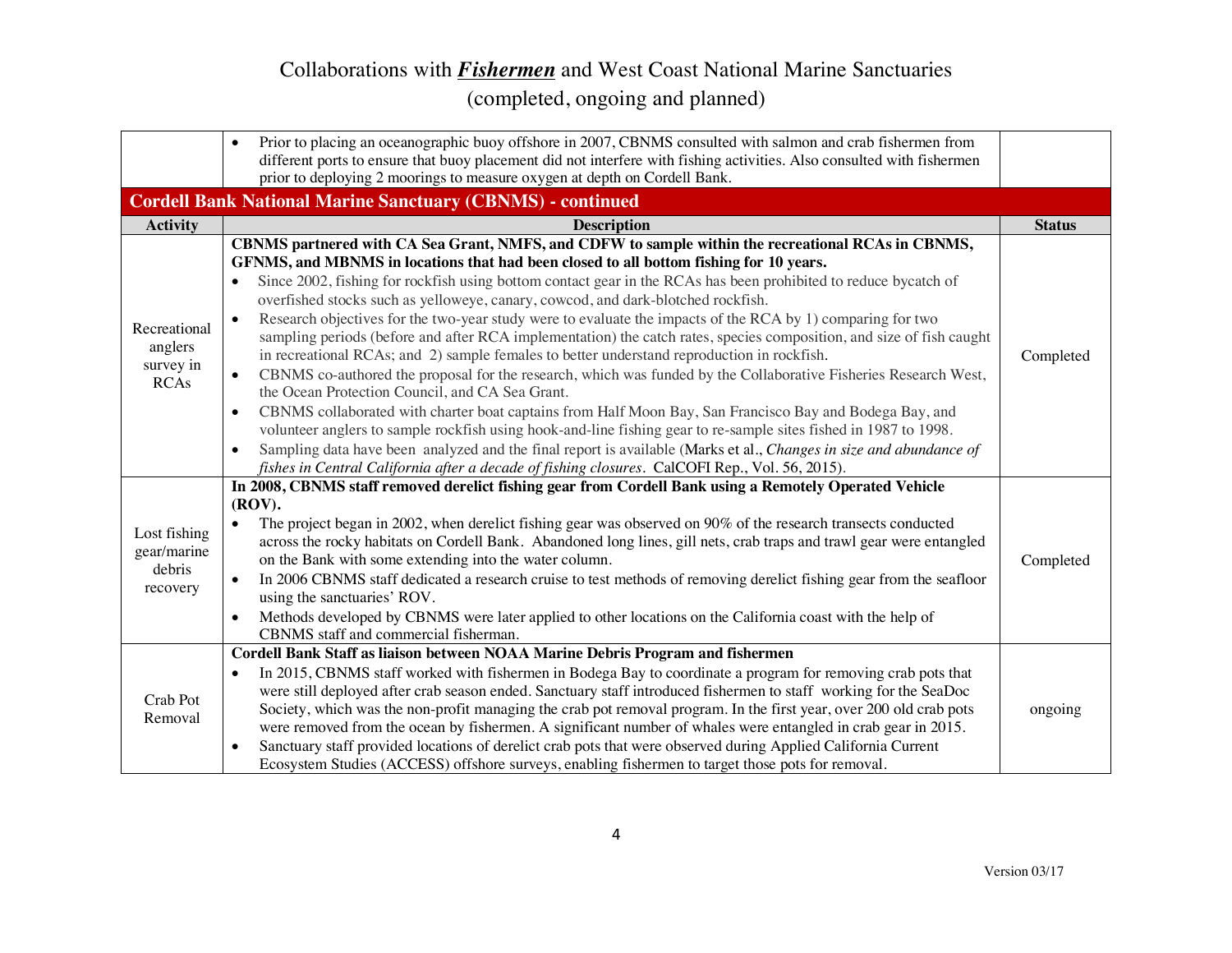# Collaborations with ***Fishermen*** and West Coast National Marine Sanctuaries

(completed, ongoing and planned)

| | | |
|---|---|---|
| | • Prior to placing an oceanographic buoy offshore in 2007, CBNMS consulted with salmon and crab fishermen from different ports to ensure that buoy placement did not interfere with fishing activities. Also consulted with fishermen prior to deploying 2 moorings to measure oxygen at depth on Cordell Bank. | |
| **Cordell Bank National Marine Sanctuary (CBNMS) - continued** | | |
| **Activity** | **Description** | **Status** |
| Recreational anglers survey in RCAs | **CBNMS partnered with CA Sea Grant, NMFS, and CDFW to sample within the recreational RCAs in CBNMS, GFNMS, and MBNMS in locations that had been closed to all bottom fishing for 10 years.**<br>• Since 2002, fishing for rockfish using bottom contact gear in the RCAs has been prohibited to reduce bycatch of overfished stocks such as yelloweye, canary, cowcod, and dark-blotched rockfish.<br>• Research objectives for the two-year study were to evaluate the impacts of the RCA by 1) comparing for two sampling periods (before and after RCA implementation) the catch rates, species composition, and size of fish caught in recreational RCAs; and 2) sample females to better understand reproduction in rockfish.<br>• CBNMS co-authored the proposal for the research, which was funded by the Collaborative Fisheries Research West, the Ocean Protection Council, and CA Sea Grant.<br>• CBNMS collaborated with charter boat captains from Half Moon Bay, San Francisco Bay and Bodega Bay, and volunteer anglers to sample rockfish using hook-and-line fishing gear to re-sample sites fished in 1987 to 1998.<br>• Sampling data have been analyzed and the final report is available (Marks et al., *Changes in size and abundance of fishes in Central California after a decade of fishing closures*. CalCOFI Rep., Vol. 56, 2015). | Completed |
| Lost fishing gear/marine debris recovery | **In 2008, CBNMS staff removed derelict fishing gear from Cordell Bank using a Remotely Operated Vehicle (ROV).**<br>• The project began in 2002, when derelict fishing gear was observed on 90% of the research transects conducted across the rocky habitats on Cordell Bank. Abandoned long lines, gill nets, crab traps and trawl gear were entangled on the Bank with some extending into the water column.<br>• In 2006 CBNMS staff dedicated a research cruise to test methods of removing derelict fishing gear from the seafloor using the sanctuaries' ROV.<br>• Methods developed by CBNMS were later applied to other locations on the California coast with the help of CBNMS staff and commercial fisherman. | Completed |
| Crab Pot Removal | **Cordell Bank Staff as liaison between NOAA Marine Debris Program and fishermen**<br>• In 2015, CBNMS staff worked with fishermen in Bodega Bay to coordinate a program for removing crab pots that were still deployed after crab season ended. Sanctuary staff introduced fishermen to staff working for the SeaDoc Society, which was the non-profit managing the crab pot removal program. In the first year, over 200 old crab pots were removed from the ocean by fishermen. A significant number of whales were entangled in crab gear in 2015.<br>• Sanctuary staff provided locations of derelict crab pots that were observed during Applied California Current Ecosystem Studies (ACCESS) offshore surveys, enabling fishermen to target those pots for removal. | ongoing |

Version 03/17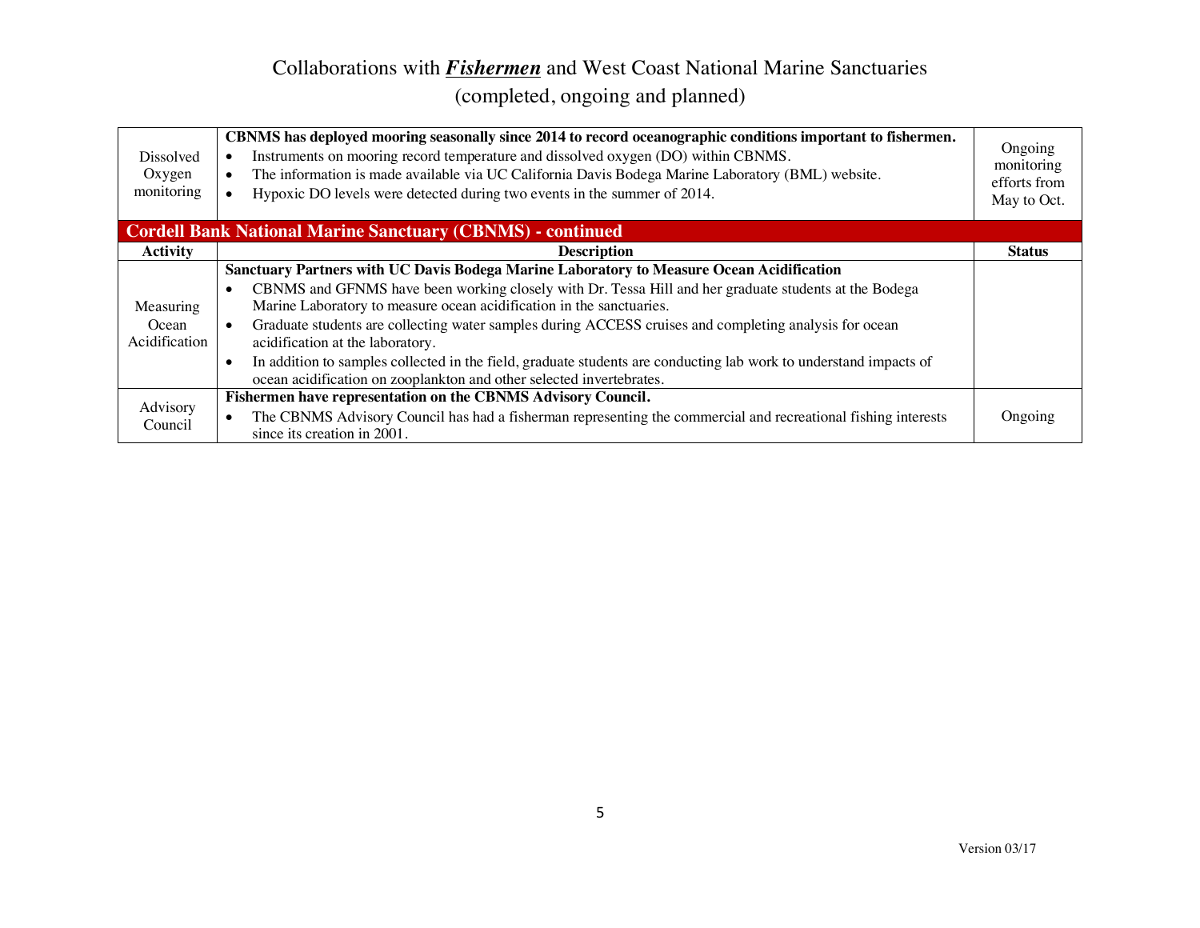| | | |
|---|---|---|
| Dissolved Oxygen monitoring | **CBNMS has deployed mooring seasonally since 2014 to record oceanographic conditions important to fishermen.**<br>• Instruments on mooring record temperature and dissolved oxygen (DO) within CBNMS.<br>• The information is made available via UC California Davis Bodega Marine Laboratory (BML) website.<br>• Hypoxic DO levels were detected during two events in the summer of 2014. | Ongoing monitoring efforts from May to Oct. |

**Cordell Bank National Marine Sanctuary (CBNMS) - continued**

| Activity | Description | Status |
|---|---|---|
| Measuring Ocean Acidification | **Sanctuary Partners with UC Davis Bodega Marine Laboratory to Measure Ocean Acidification**<br>• CBNMS and GFNMS have been working closely with Dr. Tessa Hill and her graduate students at the Bodega Marine Laboratory to measure ocean acidification in the sanctuaries.<br>• Graduate students are collecting water samples during ACCESS cruises and completing analysis for ocean acidification at the laboratory.<br>• In addition to samples collected in the field, graduate students are conducting lab work to understand impacts of ocean acidification on zooplankton and other selected invertebrates. | |
| Advisory Council | **Fishermen have representation on the CBNMS Advisory Council.**<br>• The CBNMS Advisory Council has had a fisherman representing the commercial and recreational fishing interests since its creation in 2001. | Ongoing |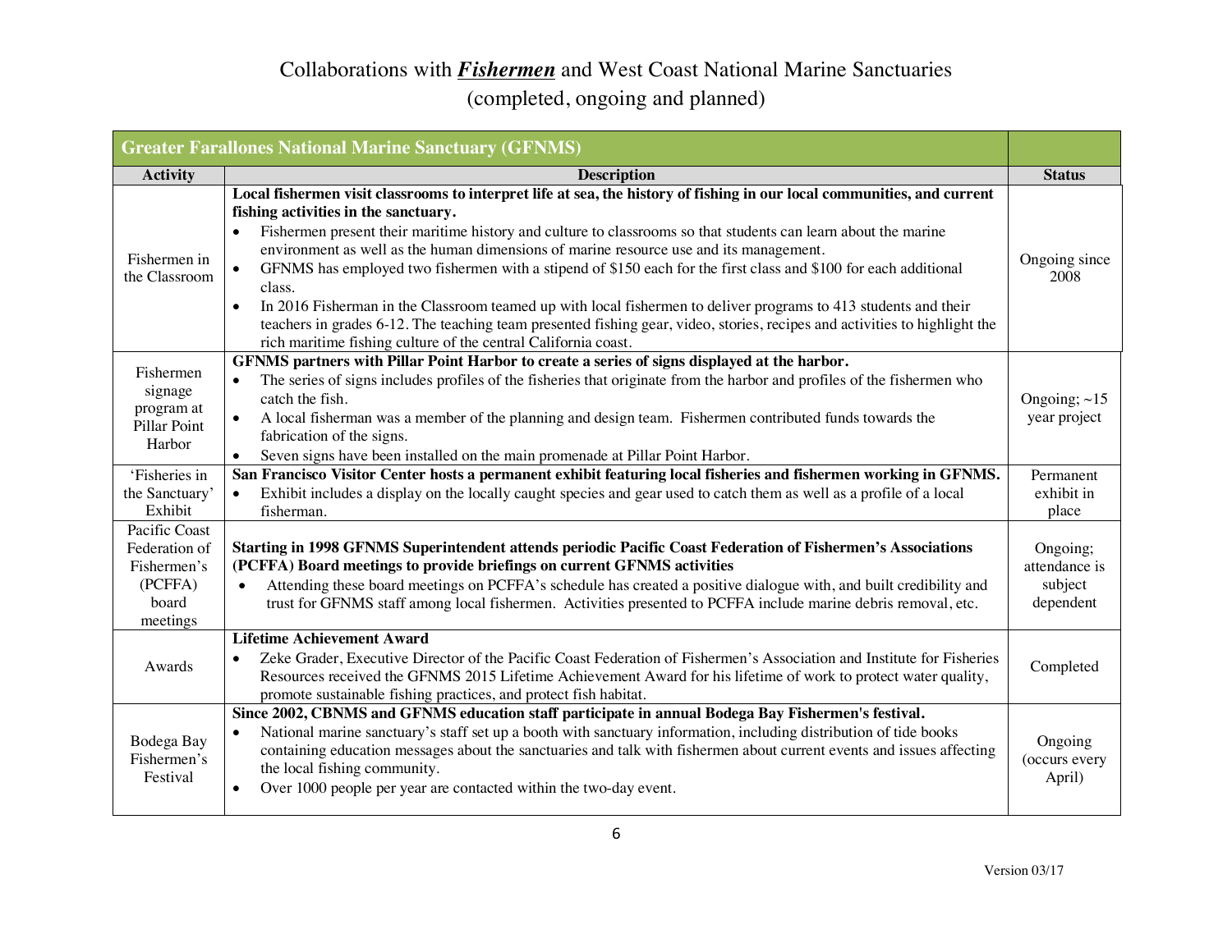# Collaborations with ***Fishermen*** and West Coast National Marine Sanctuaries (completed, ongoing and planned)

| Greater Farallones National Marine Sanctuary (GFNMS) | | |
|---|---|---|
| **Activity** | **Description** | **Status** |
| Fishermen in the Classroom | **Local fishermen visit classrooms to interpret life at sea, the history of fishing in our local communities, and current fishing activities in the sanctuary.**<br>• Fishermen present their maritime history and culture to classrooms so that students can learn about the marine environment as well as the human dimensions of marine resource use and its management.<br>• GFNMS has employed two fishermen with a stipend of $150 each for the first class and $100 for each additional class.<br>• In 2016 Fisherman in the Classroom teamed up with local fishermen to deliver programs to 413 students and their teachers in grades 6-12. The teaching team presented fishing gear, video, stories, recipes and activities to highlight the rich maritime fishing culture of the central California coast. | Ongoing since 2008 |
| Fishermen signage program at Pillar Point Harbor | **GFNMS partners with Pillar Point Harbor to create a series of signs displayed at the harbor.**<br>• The series of signs includes profiles of the fisheries that originate from the harbor and profiles of the fishermen who catch the fish.<br>• A local fisherman was a member of the planning and design team. Fishermen contributed funds towards the fabrication of the signs.<br>• Seven signs have been installed on the main promenade at Pillar Point Harbor. | Ongoing; ~15 year project |
| 'Fisheries in the Sanctuary' Exhibit | **San Francisco Visitor Center hosts a permanent exhibit featuring local fisheries and fishermen working in GFNMS.**<br>• Exhibit includes a display on the locally caught species and gear used to catch them as well as a profile of a local fisherman. | Permanent exhibit in place |
| Pacific Coast Federation of Fishermen's (PCFFA) board meetings | **Starting in 1998 GFNMS Superintendent attends periodic Pacific Coast Federation of Fishermen's Associations (PCFFA) Board meetings to provide briefings on current GFNMS activities**<br>• Attending these board meetings on PCFFA's schedule has created a positive dialogue with, and built credibility and trust for GFNMS staff among local fishermen. Activities presented to PCFFA include marine debris removal, etc. | Ongoing; attendance is subject dependent |
| Awards | **Lifetime Achievement Award**<br>• Zeke Grader, Executive Director of the Pacific Coast Federation of Fishermen's Association and Institute for Fisheries Resources received the GFNMS 2015 Lifetime Achievement Award for his lifetime of work to protect water quality, promote sustainable fishing practices, and protect fish habitat. | Completed |
| Bodega Bay Fishermen's Festival | **Since 2002, CBNMS and GFNMS education staff participate in annual Bodega Bay Fishermen's festival.**<br>• National marine sanctuary's staff set up a booth with sanctuary information, including distribution of tide books containing education messages about the sanctuaries and talk with fishermen about current events and issues affecting the local fishing community.<br>• Over 1000 people per year are contacted within the two-day event. | Ongoing (occurs every April) |

Version 03/17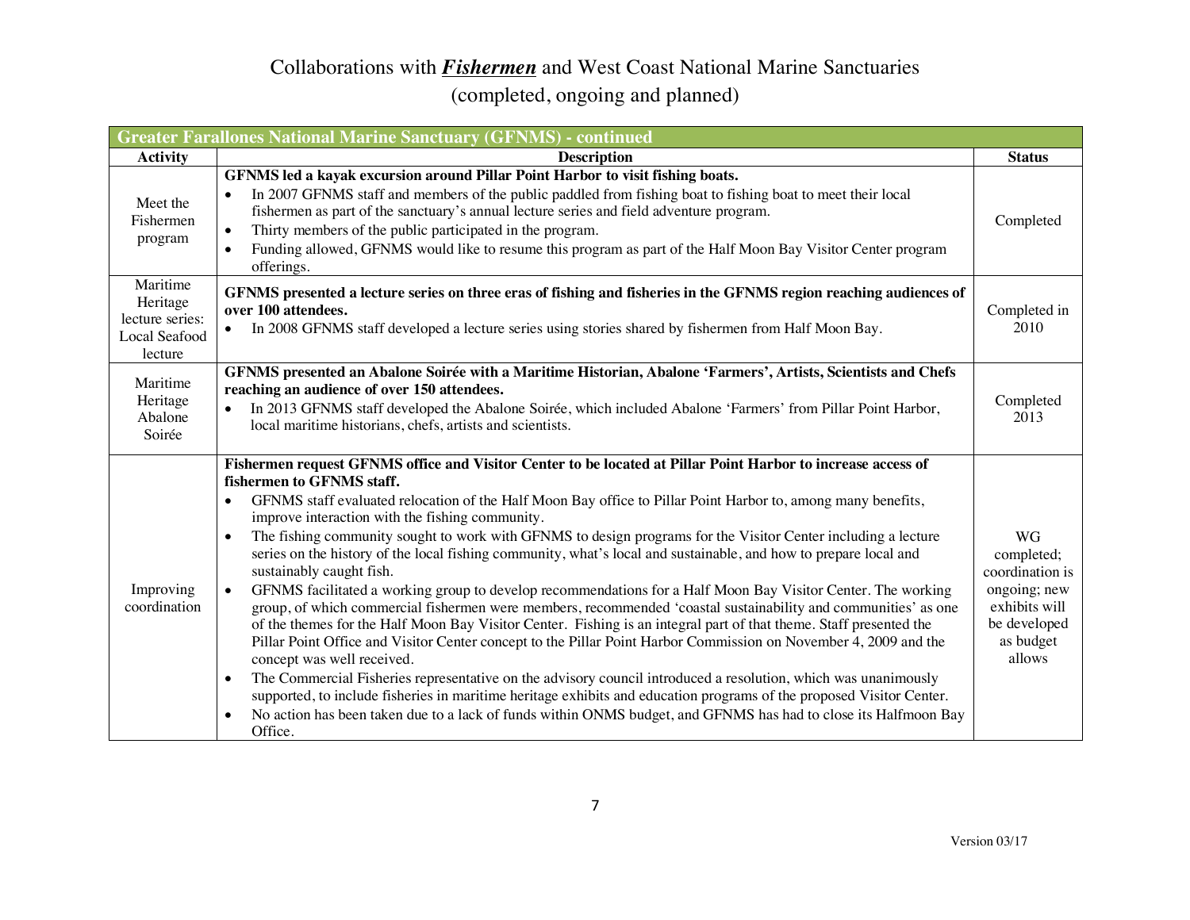# Collaborations with ***Fishermen*** and West Coast National Marine Sanctuaries

## (completed, ongoing and planned)

| **Greater Farallones National Marine Sanctuary (GFNMS) - continued** | | |
|---|---|---|
| **Activity** | **Description** | **Status** |
| Meet the Fishermen program | **GFNMS led a kayak excursion around Pillar Point Harbor to visit fishing boats.**<br>• In 2007 GFNMS staff and members of the public paddled from fishing boat to fishing boat to meet their local fishermen as part of the sanctuary's annual lecture series and field adventure program.<br>• Thirty members of the public participated in the program.<br>• Funding allowed, GFNMS would like to resume this program as part of the Half Moon Bay Visitor Center program offerings. | Completed |
| Maritime Heritage lecture series: Local Seafood lecture | **GFNMS presented a lecture series on three eras of fishing and fisheries in the GFNMS region reaching audiences of over 100 attendees.**<br>• In 2008 GFNMS staff developed a lecture series using stories shared by fishermen from Half Moon Bay. | Completed in 2010 |
| Maritime Heritage Abalone Soirée | **GFNMS presented an Abalone Soirée with a Maritime Historian, Abalone 'Farmers', Artists, Scientists and Chefs reaching an audience of over 150 attendees.**<br>• In 2013 GFNMS staff developed the Abalone Soirée, which included Abalone 'Farmers' from Pillar Point Harbor, local maritime historians, chefs, artists and scientists. | Completed 2013 |
| Improving coordination | **Fishermen request GFNMS office and Visitor Center to be located at Pillar Point Harbor to increase access of fishermen to GFNMS staff.**<br>• GFNMS staff evaluated relocation of the Half Moon Bay office to Pillar Point Harbor to, among many benefits, improve interaction with the fishing community.<br>• The fishing community sought to work with GFNMS to design programs for the Visitor Center including a lecture series on the history of the local fishing community, what's local and sustainable, and how to prepare local and sustainably caught fish.<br>• GFNMS facilitated a working group to develop recommendations for a Half Moon Bay Visitor Center. The working group, of which commercial fishermen were members, recommended 'coastal sustainability and communities' as one of the themes for the Half Moon Bay Visitor Center. Fishing is an integral part of that theme. Staff presented the Pillar Point Office and Visitor Center concept to the Pillar Point Harbor Commission on November 4, 2009 and the concept was well received.<br>• The Commercial Fisheries representative on the advisory council introduced a resolution, which was unanimously supported, to include fisheries in maritime heritage exhibits and education programs of the proposed Visitor Center.<br>• No action has been taken due to a lack of funds within ONMS budget, and GFNMS has had to close its Halfmoon Bay Office. | WG completed; coordination is ongoing; new exhibits will be developed as budget allows |

Version 03/17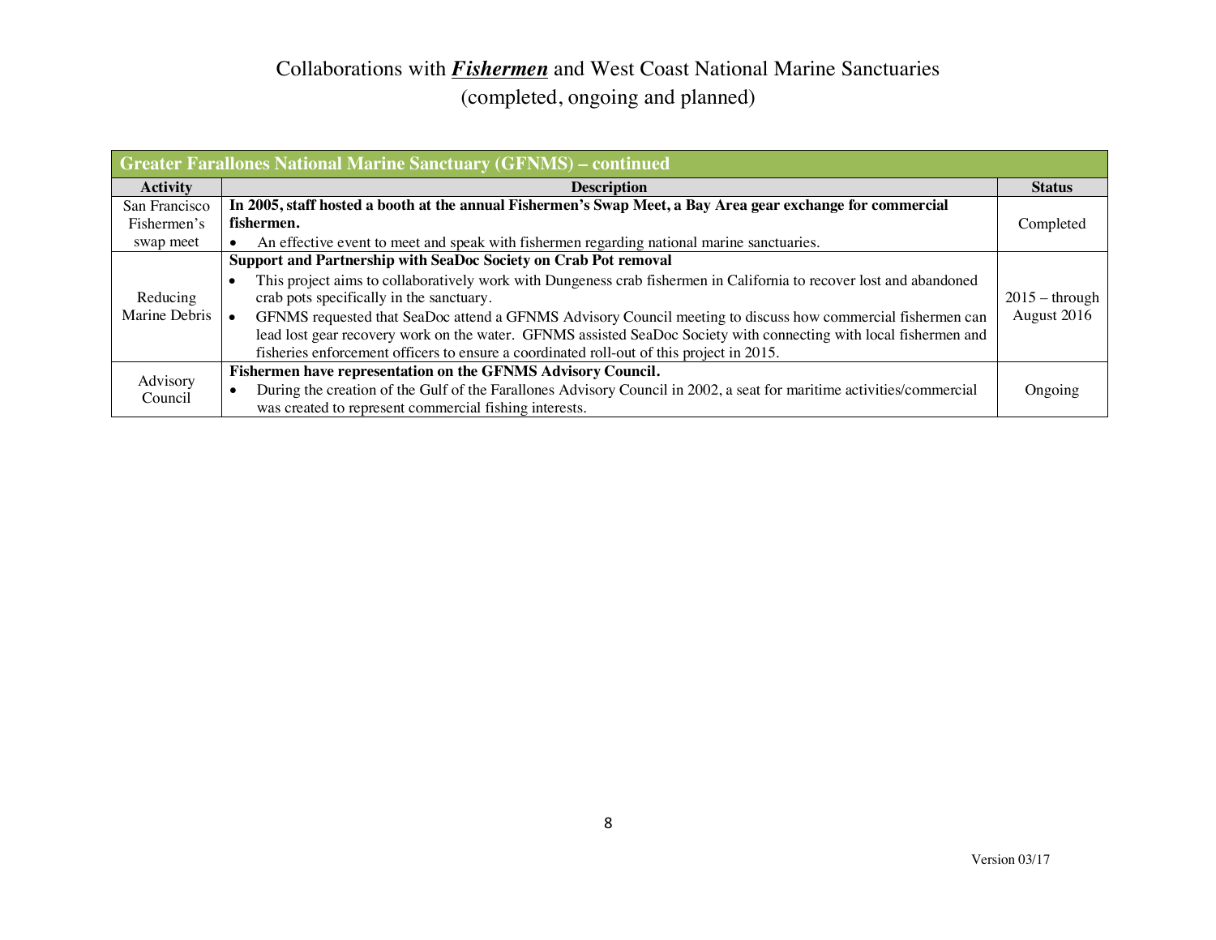# Collaborations with ***Fishermen*** and West Coast National Marine Sanctuaries
## (completed, ongoing and planned)

| **Greater Farallones National Marine Sanctuary (GFNMS) – continued** | | |
|---|---|---|
| **Activity** | **Description** | **Status** |
| San Francisco Fishermen's swap meet | **In 2005, staff hosted a booth at the annual Fishermen's Swap Meet, a Bay Area gear exchange for commercial fishermen.**<br>• An effective event to meet and speak with fishermen regarding national marine sanctuaries. | Completed |
| Reducing Marine Debris | **Support and Partnership with SeaDoc Society on Crab Pot removal**<br>• This project aims to collaboratively work with Dungeness crab fishermen in California to recover lost and abandoned crab pots specifically in the sanctuary.<br>• GFNMS requested that SeaDoc attend a GFNMS Advisory Council meeting to discuss how commercial fishermen can lead lost gear recovery work on the water. GFNMS assisted SeaDoc Society with connecting with local fishermen and fisheries enforcement officers to ensure a coordinated roll-out of this project in 2015. | 2015 – through August 2016 |
| Advisory Council | **Fishermen have representation on the GFNMS Advisory Council.**<br>• During the creation of the Gulf of the Farallones Advisory Council in 2002, a seat for maritime activities/commercial was created to represent commercial fishing interests. | Ongoing |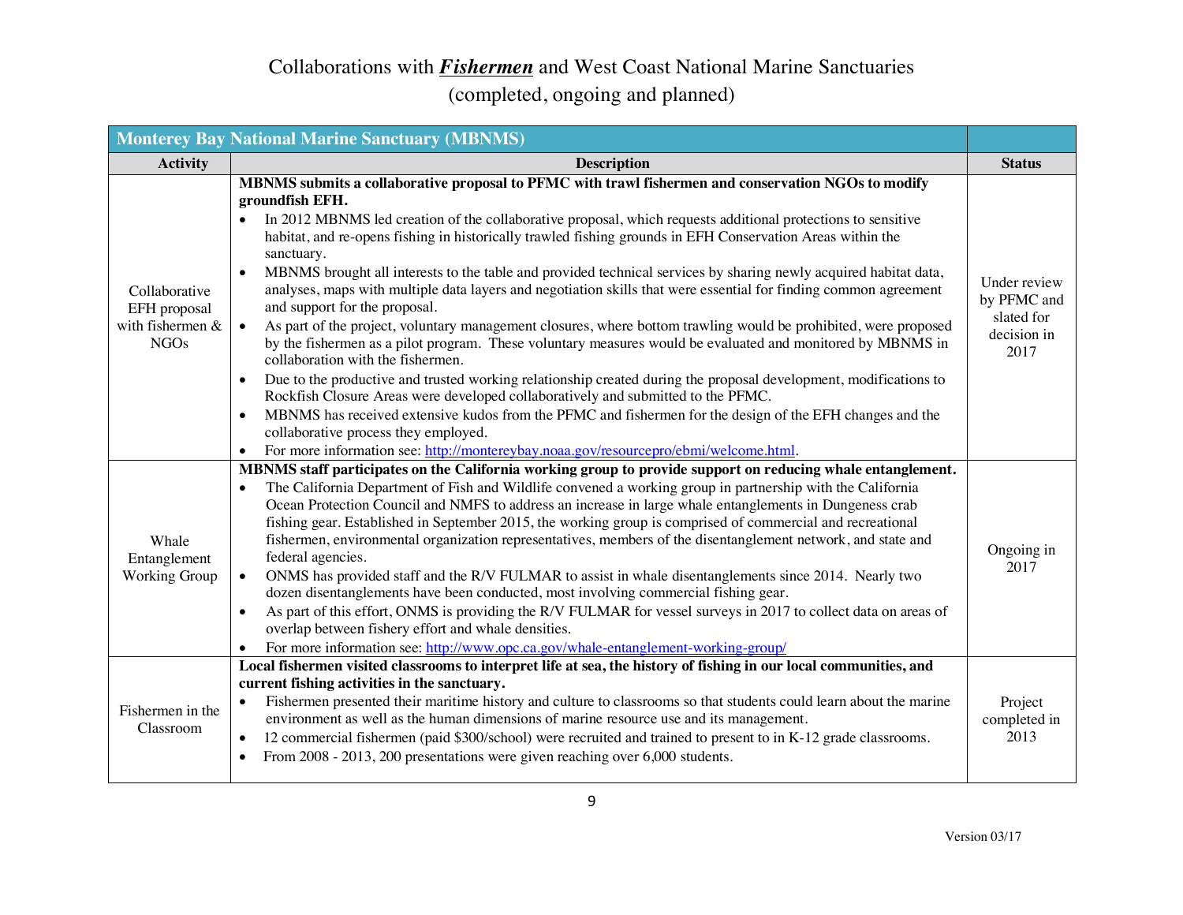# Collaborations with ***Fishermen*** and West Coast National Marine Sanctuaries

(completed, ongoing and planned)

| **Monterey Bay National Marine Sanctuary (MBNMS)** | | |
|---|---|---|
| **Activity** | **Description** | **Status** |
| Collaborative EFH proposal with fishermen & NGOs | **MBNMS submits a collaborative proposal to PFMC with trawl fishermen and conservation NGOs to modify groundfish EFH.**<br>• In 2012 MBNMS led creation of the collaborative proposal, which requests additional protections to sensitive habitat, and re-opens fishing in historically trawled fishing grounds in EFH Conservation Areas within the sanctuary.<br>• MBNMS brought all interests to the table and provided technical services by sharing newly acquired habitat data, analyses, maps with multiple data layers and negotiation skills that were essential for finding common agreement and support for the proposal.<br>• As part of the project, voluntary management closures, where bottom trawling would be prohibited, were proposed by the fishermen as a pilot program. These voluntary measures would be evaluated and monitored by MBNMS in collaboration with the fishermen.<br>• Due to the productive and trusted working relationship created during the proposal development, modifications to Rockfish Closure Areas were developed collaboratively and submitted to the PFMC.<br>• MBNMS has received extensive kudos from the PFMC and fishermen for the design of the EFH changes and the collaborative process they employed.<br>• For more information see: [http://montereybay.noaa.gov/resourcepro/ebmi/welcome.html](http://montereybay.noaa.gov/resourcepro/ebmi/welcome.html). | Under review by PFMC and slated for decision in 2017 |
| Whale Entanglement Working Group | **MBNMS staff participates on the California working group to provide support on reducing whale entanglement.**<br>• The California Department of Fish and Wildlife convened a working group in partnership with the California Ocean Protection Council and NMFS to address an increase in large whale entanglements in Dungeness crab fishing gear. Established in September 2015, the working group is comprised of commercial and recreational fishermen, environmental organization representatives, members of the disentanglement network, and state and federal agencies.<br>• ONMS has provided staff and the R/V FULMAR to assist in whale disentanglements since 2014. Nearly two dozen disentanglements have been conducted, most involving commercial fishing gear.<br>• As part of this effort, ONMS is providing the R/V FULMAR for vessel surveys in 2017 to collect data on areas of overlap between fishery effort and whale densities.<br>• For more information see: [http://www.opc.ca.gov/whale-entanglement-working-group/](http://www.opc.ca.gov/whale-entanglement-working-group/) | Ongoing in 2017 |
| Fishermen in the Classroom | **Local fishermen visited classrooms to interpret life at sea, the history of fishing in our local communities, and current fishing activities in the sanctuary.**<br>• Fishermen presented their maritime history and culture to classrooms so that students could learn about the marine environment as well as the human dimensions of marine resource use and its management.<br>• 12 commercial fishermen (paid $300/school) were recruited and trained to present to in K-12 grade classrooms.<br>• From 2008 - 2013, 200 presentations were given reaching over 6,000 students. | Project completed in 2013 |

Version 03/17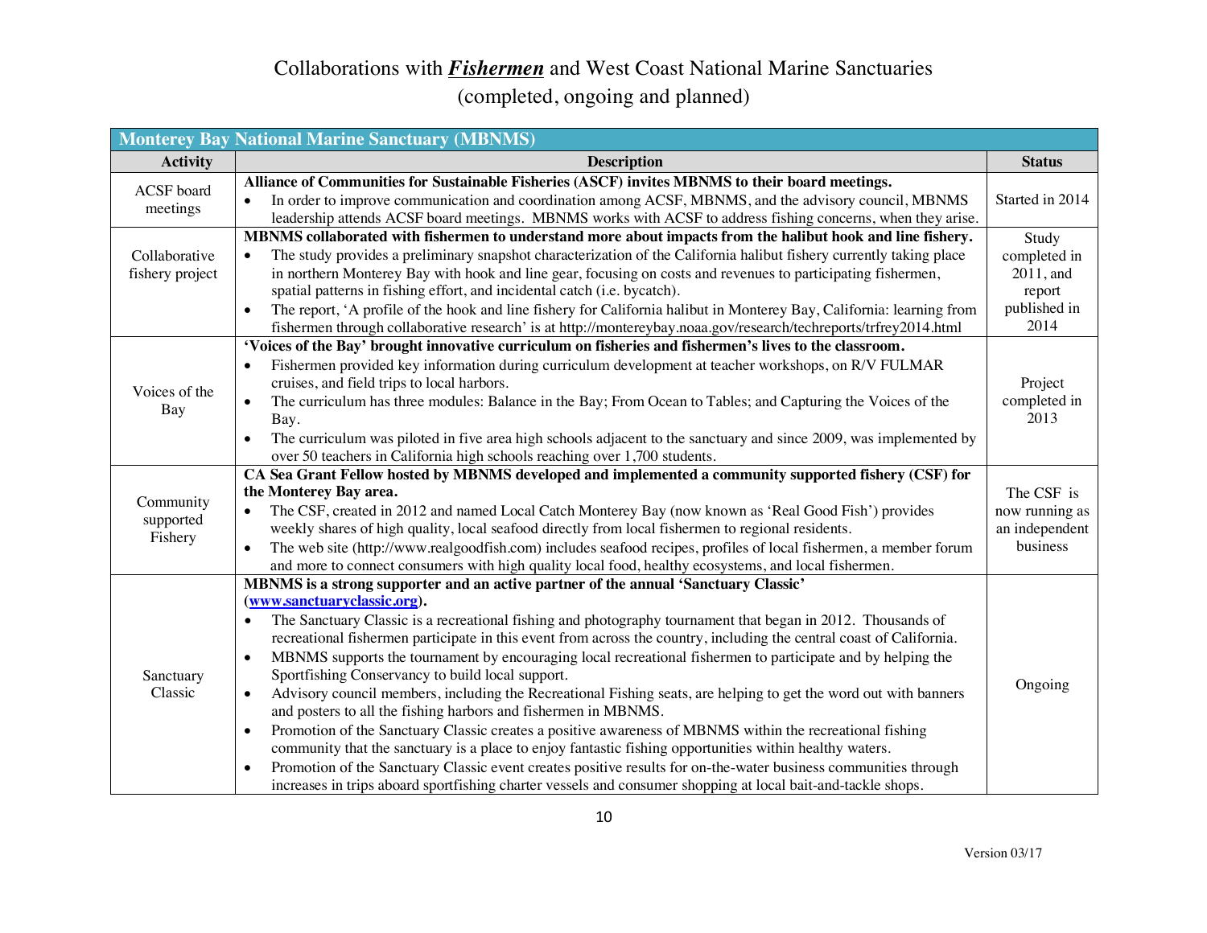# Collaborations with ***Fishermen*** and West Coast National Marine Sanctuaries

(completed, ongoing and planned)

| Monterey Bay National Marine Sanctuary (MBNMS) | | |
|---|---|---|
| **Activity** | **Description** | **Status** |
| ACSF board meetings | **Alliance of Communities for Sustainable Fisheries (ASCF) invites MBNMS to their board meetings.**<br>• In order to improve communication and coordination among ACSF, MBNMS, and the advisory council, MBNMS leadership attends ACSF board meetings. MBNMS works with ACSF to address fishing concerns, when they arise. | Started in 2014 |
| Collaborative fishery project | **MBNMS collaborated with fishermen to understand more about impacts from the halibut hook and line fishery.**<br>• The study provides a preliminary snapshot characterization of the California halibut fishery currently taking place in northern Monterey Bay with hook and line gear, focusing on costs and revenues to participating fishermen, spatial patterns in fishing effort, and incidental catch (i.e. bycatch).<br>• The report, 'A profile of the hook and line fishery for California halibut in Monterey Bay, California: learning from fishermen through collaborative research' is at http://montereybay.noaa.gov/research/techreports/trfrey2014.html | Study completed in 2011, and report published in 2014 |
| Voices of the Bay | **'Voices of the Bay' brought innovative curriculum on fisheries and fishermen's lives to the classroom.**<br>• Fishermen provided key information during curriculum development at teacher workshops, on R/V FULMAR cruises, and field trips to local harbors.<br>• The curriculum has three modules: Balance in the Bay; From Ocean to Tables; and Capturing the Voices of the Bay.<br>• The curriculum was piloted in five area high schools adjacent to the sanctuary and since 2009, was implemented by over 50 teachers in California high schools reaching over 1,700 students. | Project completed in 2013 |
| Community supported Fishery | **CA Sea Grant Fellow hosted by MBNMS developed and implemented a community supported fishery (CSF) for the Monterey Bay area.**<br>• The CSF, created in 2012 and named Local Catch Monterey Bay (now known as 'Real Good Fish') provides weekly shares of high quality, local seafood directly from local fishermen to regional residents.<br>• The web site (http://www.realgoodfish.com) includes seafood recipes, profiles of local fishermen, a member forum and more to connect consumers with high quality local food, healthy ecosystems, and local fishermen. | The CSF is now running as an independent business |
| Sanctuary Classic | **MBNMS is a strong supporter and an active partner of the annual 'Sanctuary Classic' ([www.sanctuaryclassic.org](www.sanctuaryclassic.org)).**<br>• The Sanctuary Classic is a recreational fishing and photography tournament that began in 2012. Thousands of recreational fishermen participate in this event from across the country, including the central coast of California.<br>• MBNMS supports the tournament by encouraging local recreational fishermen to participate and by helping the Sportfishing Conservancy to build local support.<br>• Advisory council members, including the Recreational Fishing seats, are helping to get the word out with banners and posters to all the fishing harbors and fishermen in MBNMS.<br>• Promotion of the Sanctuary Classic creates a positive awareness of MBNMS within the recreational fishing community that the sanctuary is a place to enjoy fantastic fishing opportunities within healthy waters.<br>• Promotion of the Sanctuary Classic event creates positive results for on-the-water business communities through increases in trips aboard sportfishing charter vessels and consumer shopping at local bait-and-tackle shops. | Ongoing |

Version 03/17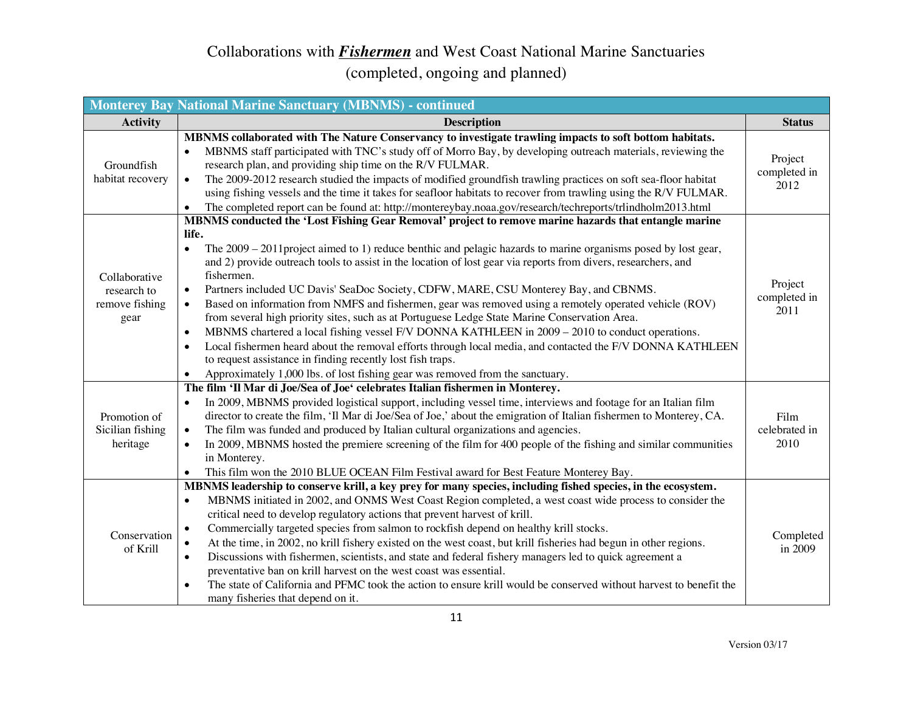# Collaborations with ***Fishermen*** and West Coast National Marine Sanctuaries

## (completed, ongoing and planned)

| Monterey Bay National Marine Sanctuary (MBNMS) - continued | | |
|---|---|---|
| **Activity** | **Description** | **Status** |
| Groundfish habitat recovery | **MBNMS collaborated with The Nature Conservancy to investigate trawling impacts to soft bottom habitats.**<br>• MBNMS staff participated with TNC's study off of Morro Bay, by developing outreach materials, reviewing the research plan, and providing ship time on the R/V FULMAR.<br>• The 2009-2012 research studied the impacts of modified groundfish trawling practices on soft sea-floor habitat using fishing vessels and the time it takes for seafloor habitats to recover from trawling using the R/V FULMAR.<br>• The completed report can be found at: http://montereybay.noaa.gov/research/techreports/trlindholm2013.html | Project completed in 2012 |
| Collaborative research to remove fishing gear | **MBNMS conducted the 'Lost Fishing Gear Removal' project to remove marine hazards that entangle marine life.**<br>• The 2009 – 2011project aimed to 1) reduce benthic and pelagic hazards to marine organisms posed by lost gear, and 2) provide outreach tools to assist in the location of lost gear via reports from divers, researchers, and fishermen.<br>• Partners included UC Davis' SeaDoc Society, CDFW, MARE, CSU Monterey Bay, and CBNMS.<br>• Based on information from NMFS and fishermen, gear was removed using a remotely operated vehicle (ROV) from several high priority sites, such as at Portuguese Ledge State Marine Conservation Area.<br>• MBNMS chartered a local fishing vessel F/V DONNA KATHLEEN in 2009 – 2010 to conduct operations.<br>• Local fishermen heard about the removal efforts through local media, and contacted the F/V DONNA KATHLEEN to request assistance in finding recently lost fish traps.<br>• Approximately 1,000 lbs. of lost fishing gear was removed from the sanctuary. | Project completed in 2011 |
| Promotion of Sicilian fishing heritage | **The film 'Il Mar di Joe/Sea of Joe' celebrates Italian fishermen in Monterey.**<br>• In 2009, MBNMS provided logistical support, including vessel time, interviews and footage for an Italian film director to create the film, 'Il Mar di Joe/Sea of Joe,' about the emigration of Italian fishermen to Monterey, CA.<br>• The film was funded and produced by Italian cultural organizations and agencies.<br>• In 2009, MBNMS hosted the premiere screening of the film for 400 people of the fishing and similar communities in Monterey.<br>• This film won the 2010 BLUE OCEAN Film Festival award for Best Feature Monterey Bay. | Film celebrated in 2010 |
| Conservation of Krill | **MBNMS leadership to conserve krill, a key prey for many species, including fished species, in the ecosystem.**<br>• MBNMS initiated in 2002, and ONMS West Coast Region completed, a west coast wide process to consider the critical need to develop regulatory actions that prevent harvest of krill.<br>• Commercially targeted species from salmon to rockfish depend on healthy krill stocks.<br>• At the time, in 2002, no krill fishery existed on the west coast, but krill fisheries had begun in other regions.<br>• Discussions with fishermen, scientists, and state and federal fishery managers led to quick agreement a preventative ban on krill harvest on the west coast was essential.<br>• The state of California and PFMC took the action to ensure krill would be conserved without harvest to benefit the many fisheries that depend on it. | Completed in 2009 |

Version 03/17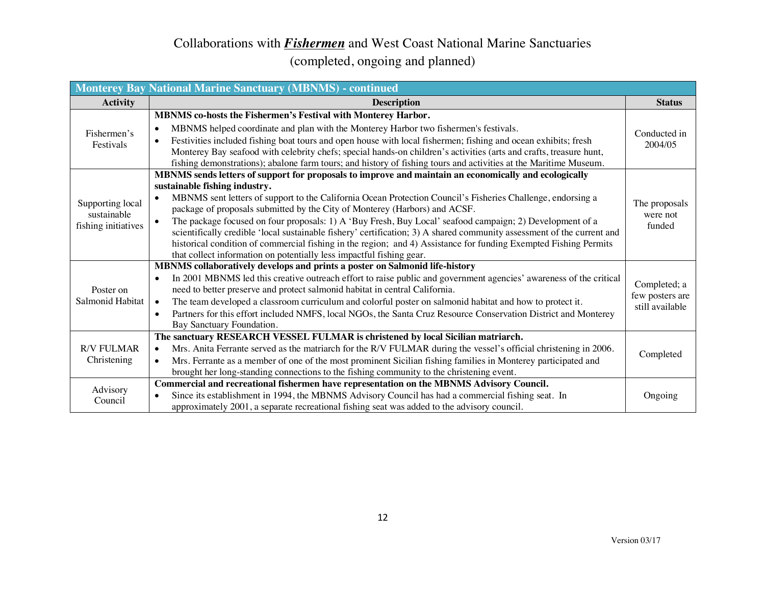# Collaborations with ***Fishermen*** and West Coast National Marine Sanctuaries

## (completed, ongoing and planned)

| Monterey Bay National Marine Sanctuary (MBNMS) - continued | | |
|---|---|---|
| **Activity** | **Description** | **Status** |
| Fishermen's Festivals | **MBNMS co-hosts the Fishermen's Festival with Monterey Harbor.**<br>• MBNMS helped coordinate and plan with the Monterey Harbor two fishermen's festivals.<br>• Festivities included fishing boat tours and open house with local fishermen; fishing and ocean exhibits; fresh Monterey Bay seafood with celebrity chefs; special hands-on children's activities (arts and crafts, treasure hunt, fishing demonstrations); abalone farm tours; and history of fishing tours and activities at the Maritime Museum. | Conducted in 2004/05 |
| Supporting local sustainable fishing initiatives | **MBNMS sends letters of support for proposals to improve and maintain an economically and ecologically sustainable fishing industry.**<br>• MBNMS sent letters of support to the California Ocean Protection Council's Fisheries Challenge, endorsing a package of proposals submitted by the City of Monterey (Harbors) and ACSF.<br>• The package focused on four proposals: 1) A 'Buy Fresh, Buy Local' seafood campaign; 2) Development of a scientifically credible 'local sustainable fishery' certification; 3) A shared community assessment of the current and historical condition of commercial fishing in the region; and 4) Assistance for funding Exempted Fishing Permits that collect information on potentially less impactful fishing gear. | The proposals were not funded |
| Poster on Salmonid Habitat | **MBNMS collaboratively develops and prints a poster on Salmonid life-history**<br>• In 2001 MBNMS led this creative outreach effort to raise public and government agencies' awareness of the critical need to better preserve and protect salmonid habitat in central California.<br>• The team developed a classroom curriculum and colorful poster on salmonid habitat and how to protect it.<br>• Partners for this effort included NMFS, local NGOs, the Santa Cruz Resource Conservation District and Monterey Bay Sanctuary Foundation. | Completed; a few posters are still available |
| R/V FULMAR Christening | **The sanctuary RESEARCH VESSEL FULMAR is christened by local Sicilian matriarch.**<br>• Mrs. Anita Ferrante served as the matriarch for the R/V FULMAR during the vessel's official christening in 2006.<br>• Mrs. Ferrante as a member of one of the most prominent Sicilian fishing families in Monterey participated and brought her long-standing connections to the fishing community to the christening event. | Completed |
| Advisory Council | **Commercial and recreational fishermen have representation on the MBNMS Advisory Council.**<br>• Since its establishment in 1994, the MBNMS Advisory Council has had a commercial fishing seat. In approximately 2001, a separate recreational fishing seat was added to the advisory council. | Ongoing |

Version 03/17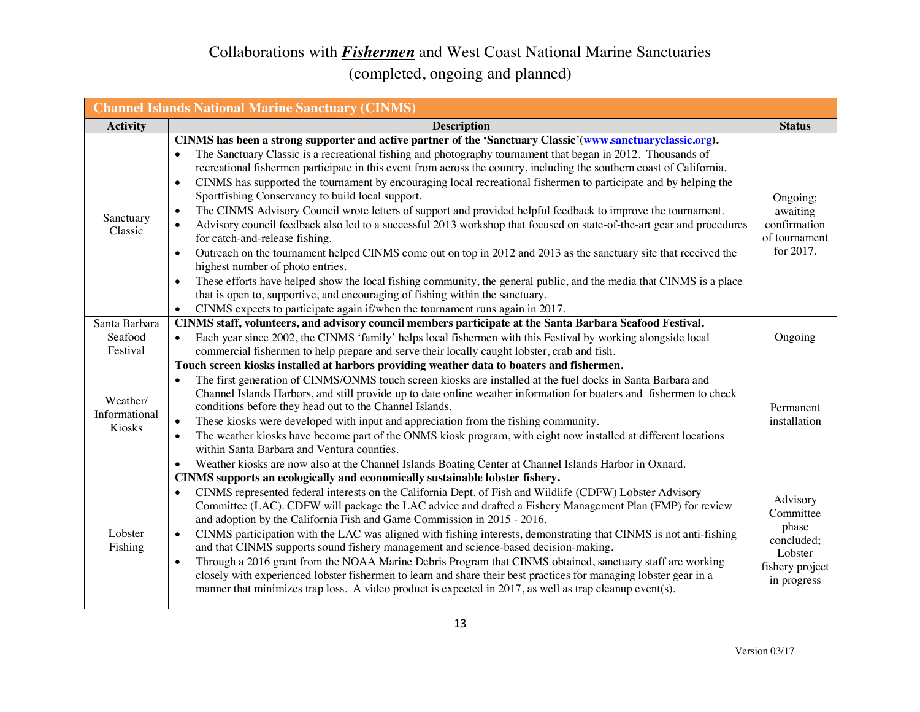# Collaborations with ***Fishermen*** and West Coast National Marine Sanctuaries

## (completed, ongoing and planned)

| Channel Islands National Marine Sanctuary (CINMS) | | |
|---|---|---|
| **Activity** | **Description** | **Status** |
| Sanctuary Classic | **CINMS has been a strong supporter and active partner of the 'Sanctuary Classic'(www.sanctuaryclassic.org).**<br>• The Sanctuary Classic is a recreational fishing and photography tournament that began in 2012. Thousands of recreational fishermen participate in this event from across the country, including the southern coast of California.<br>• CINMS has supported the tournament by encouraging local recreational fishermen to participate and by helping the Sportfishing Conservancy to build local support.<br>• The CINMS Advisory Council wrote letters of support and provided helpful feedback to improve the tournament.<br>• Advisory council feedback also led to a successful 2013 workshop that focused on state-of-the-art gear and procedures for catch-and-release fishing.<br>• Outreach on the tournament helped CINMS come out on top in 2012 and 2013 as the sanctuary site that received the highest number of photo entries.<br>• These efforts have helped show the local fishing community, the general public, and the media that CINMS is a place that is open to, supportive, and encouraging of fishing within the sanctuary.<br>• CINMS expects to participate again if/when the tournament runs again in 2017. | Ongoing; awaiting confirmation of tournament for 2017. |
| Santa Barbara Seafood Festival | **CINMS staff, volunteers, and advisory council members participate at the Santa Barbara Seafood Festival.**<br>• Each year since 2002, the CINMS 'family' helps local fishermen with this Festival by working alongside local commercial fishermen to help prepare and serve their locally caught lobster, crab and fish. | Ongoing |
| Weather/ Informational Kiosks | **Touch screen kiosks installed at harbors providing weather data to boaters and fishermen.**<br>• The first generation of CINMS/ONMS touch screen kiosks are installed at the fuel docks in Santa Barbara and Channel Islands Harbors, and still provide up to date online weather information for boaters and fishermen to check conditions before they head out to the Channel Islands.<br>• These kiosks were developed with input and appreciation from the fishing community.<br>• The weather kiosks have become part of the ONMS kiosk program, with eight now installed at different locations within Santa Barbara and Ventura counties.<br>• Weather kiosks are now also at the Channel Islands Boating Center at Channel Islands Harbor in Oxnard. | Permanent installation |
| Lobster Fishing | **CINMS supports an ecologically and economically sustainable lobster fishery.**<br>• CINMS represented federal interests on the California Dept. of Fish and Wildlife (CDFW) Lobster Advisory Committee (LAC). CDFW will package the LAC advice and drafted a Fishery Management Plan (FMP) for review and adoption by the California Fish and Game Commission in 2015 - 2016.<br>• CINMS participation with the LAC was aligned with fishing interests, demonstrating that CINMS is not anti-fishing and that CINMS supports sound fishery management and science-based decision-making.<br>• Through a 2016 grant from the NOAA Marine Debris Program that CINMS obtained, sanctuary staff are working closely with experienced lobster fishermen to learn and share their best practices for managing lobster gear in a manner that minimizes trap loss. A video product is expected in 2017, as well as trap cleanup event(s). | Advisory Committee phase concluded; Lobster fishery project in progress |

Version 03/17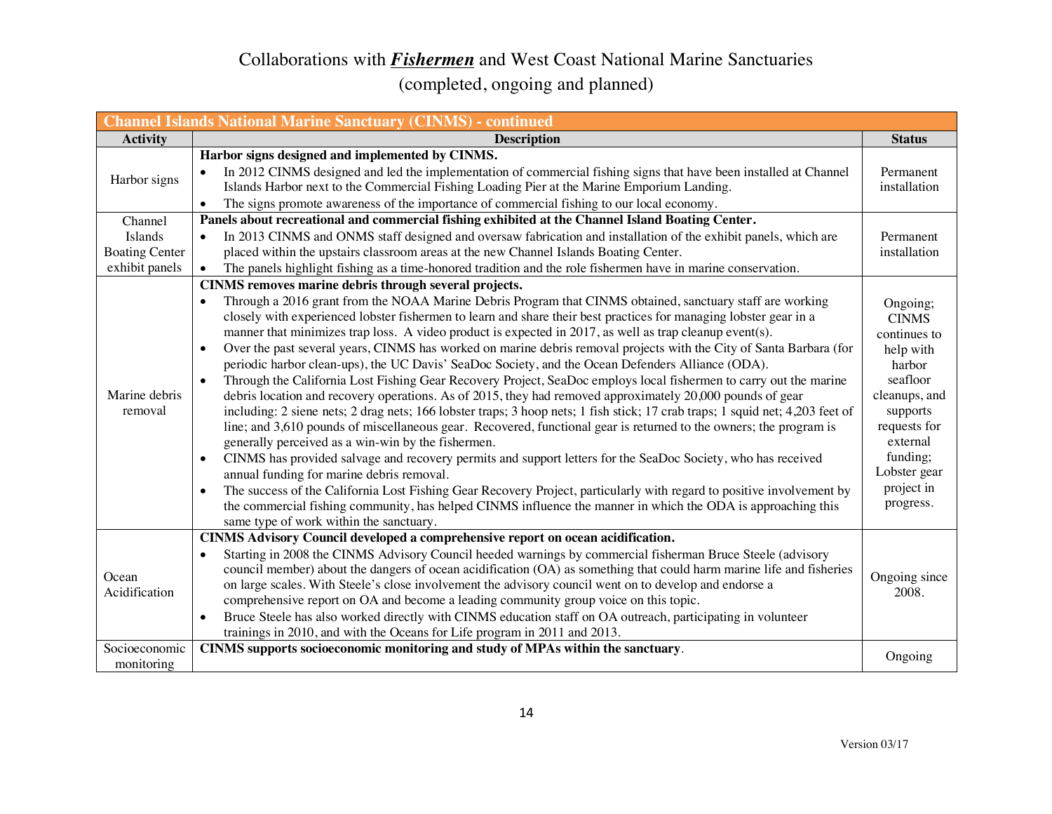# Collaborations with ***Fishermen*** and West Coast National Marine Sanctuaries

## (completed, ongoing and planned)

| **Channel Islands National Marine Sanctuary (CINMS) - continued** | | |
|---|---|---|
| **Activity** | **Description** | **Status** |
| Harbor signs | **Harbor signs designed and implemented by CINMS.**<br>• In 2012 CINMS designed and led the implementation of commercial fishing signs that have been installed at Channel Islands Harbor next to the Commercial Fishing Loading Pier at the Marine Emporium Landing.<br>• The signs promote awareness of the importance of commercial fishing to our local economy. | Permanent installation |
| Channel Islands Boating Center exhibit panels | **Panels about recreational and commercial fishing exhibited at the Channel Island Boating Center.**<br>• In 2013 CINMS and ONMS staff designed and oversaw fabrication and installation of the exhibit panels, which are placed within the upstairs classroom areas at the new Channel Islands Boating Center.<br>• The panels highlight fishing as a time-honored tradition and the role fishermen have in marine conservation. | Permanent installation |
| Marine debris removal | **CINMS removes marine debris through several projects.**<br>• Through a 2016 grant from the NOAA Marine Debris Program that CINMS obtained, sanctuary staff are working closely with experienced lobster fishermen to learn and share their best practices for managing lobster gear in a manner that minimizes trap loss. A video product is expected in 2017, as well as trap cleanup event(s).<br>• Over the past several years, CINMS has worked on marine debris removal projects with the City of Santa Barbara (for periodic harbor clean-ups), the UC Davis' SeaDoc Society, and the Ocean Defenders Alliance (ODA).<br>• Through the California Lost Fishing Gear Recovery Project, SeaDoc employs local fishermen to carry out the marine debris location and recovery operations. As of 2015, they had removed approximately 20,000 pounds of gear including: 2 siene nets; 2 drag nets; 166 lobster traps; 3 hoop nets; 1 fish stick; 17 crab traps; 1 squid net; 4,203 feet of line; and 3,610 pounds of miscellaneous gear. Recovered, functional gear is returned to the owners; the program is generally perceived as a win-win by the fishermen.<br>• CINMS has provided salvage and recovery permits and support letters for the SeaDoc Society, who has received annual funding for marine debris removal.<br>• The success of the California Lost Fishing Gear Recovery Project, particularly with regard to positive involvement by the commercial fishing community, has helped CINMS influence the manner in which the ODA is approaching this same type of work within the sanctuary. | Ongoing; CINMS continues to help with harbor seafloor cleanups, and supports requests for external funding; Lobster gear project in progress. |
| Ocean Acidification | **CINMS Advisory Council developed a comprehensive report on ocean acidification.**<br>• Starting in 2008 the CINMS Advisory Council heeded warnings by commercial fisherman Bruce Steele (advisory council member) about the dangers of ocean acidification (OA) as something that could harm marine life and fisheries on large scales. With Steele's close involvement the advisory council went on to develop and endorse a comprehensive report on OA and become a leading community group voice on this topic.<br>• Bruce Steele has also worked directly with CINMS education staff on OA outreach, participating in volunteer trainings in 2010, and with the Oceans for Life program in 2011 and 2013. | Ongoing since 2008. |
| Socioeconomic monitoring | **CINMS supports socioeconomic monitoring and study of MPAs within the sanctuary**. | Ongoing |

Version 03/17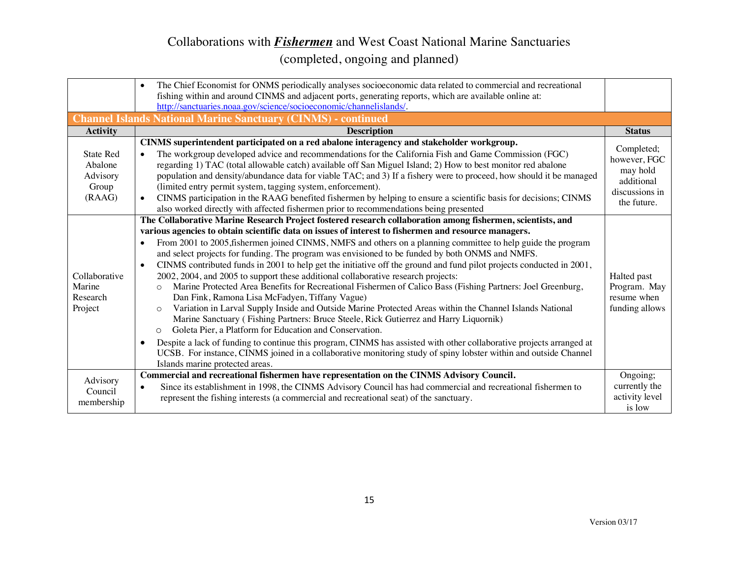# Collaborations with ***Fishermen*** and West Coast National Marine Sanctuaries

(completed, ongoing and planned)

| | | |
|---|---|---|
| | • The Chief Economist for ONMS periodically analyses socioeconomic data related to commercial and recreational fishing within and around CINMS and adjacent ports, generating reports, which are available online at: http://sanctuaries.noaa.gov/science/socioeconomic/channelislands/. | |
| **Channel Islands National Marine Sanctuary (CINMS) - continued** | | |
| **Activity** | **Description** | **Status** |
| State Red Abalone Advisory Group (RAAG) | **CINMS superintendent participated on a red abalone interagency and stakeholder workgroup.** <br>• The workgroup developed advice and recommendations for the California Fish and Game Commission (FGC) regarding 1) TAC (total allowable catch) available off San Miguel Island; 2) How to best monitor red abalone population and density/abundance data for viable TAC; and 3) If a fishery were to proceed, how should it be managed (limited entry permit system, tagging system, enforcement). <br>• CINMS participation in the RAAG benefited fishermen by helping to ensure a scientific basis for decisions; CINMS also worked directly with affected fishermen prior to recommendations being presented | Completed; however, FGC may hold additional discussions in the future. |
| Collaborative Marine Research Project | **The Collaborative Marine Research Project fostered research collaboration among fishermen, scientists, and various agencies to obtain scientific data on issues of interest to fishermen and resource managers.** <br>• From 2001 to 2005,fishermen joined CINMS, NMFS and others on a planning committee to help guide the program and select projects for funding. The program was envisioned to be funded by both ONMS and NMFS. <br>• CINMS contributed funds in 2001 to help get the initiative off the ground and fund pilot projects conducted in 2001, 2002, 2004, and 2005 to support these additional collaborative research projects: <br>&nbsp;&nbsp;○ Marine Protected Area Benefits for Recreational Fishermen of Calico Bass (Fishing Partners: Joel Greenburg, Dan Fink, Ramona Lisa McFadyen, Tiffany Vague) <br>&nbsp;&nbsp;○ Variation in Larval Supply Inside and Outside Marine Protected Areas within the Channel Islands National Marine Sanctuary ( Fishing Partners: Bruce Steele, Rick Gutierrez and Harry Liquornik) <br>&nbsp;&nbsp;○ Goleta Pier, a Platform for Education and Conservation. <br>• Despite a lack of funding to continue this program, CINMS has assisted with other collaborative projects arranged at UCSB. For instance, CINMS joined in a collaborative monitoring study of spiny lobster within and outside Channel Islands marine protected areas. | Halted past Program. May resume when funding allows |
| Advisory Council membership | **Commercial and recreational fishermen have representation on the CINMS Advisory Council.** <br>• Since its establishment in 1998, the CINMS Advisory Council has had commercial and recreational fishermen to represent the fishing interests (a commercial and recreational seat) of the sanctuary. | Ongoing; currently the activity level is low |

Version 03/17